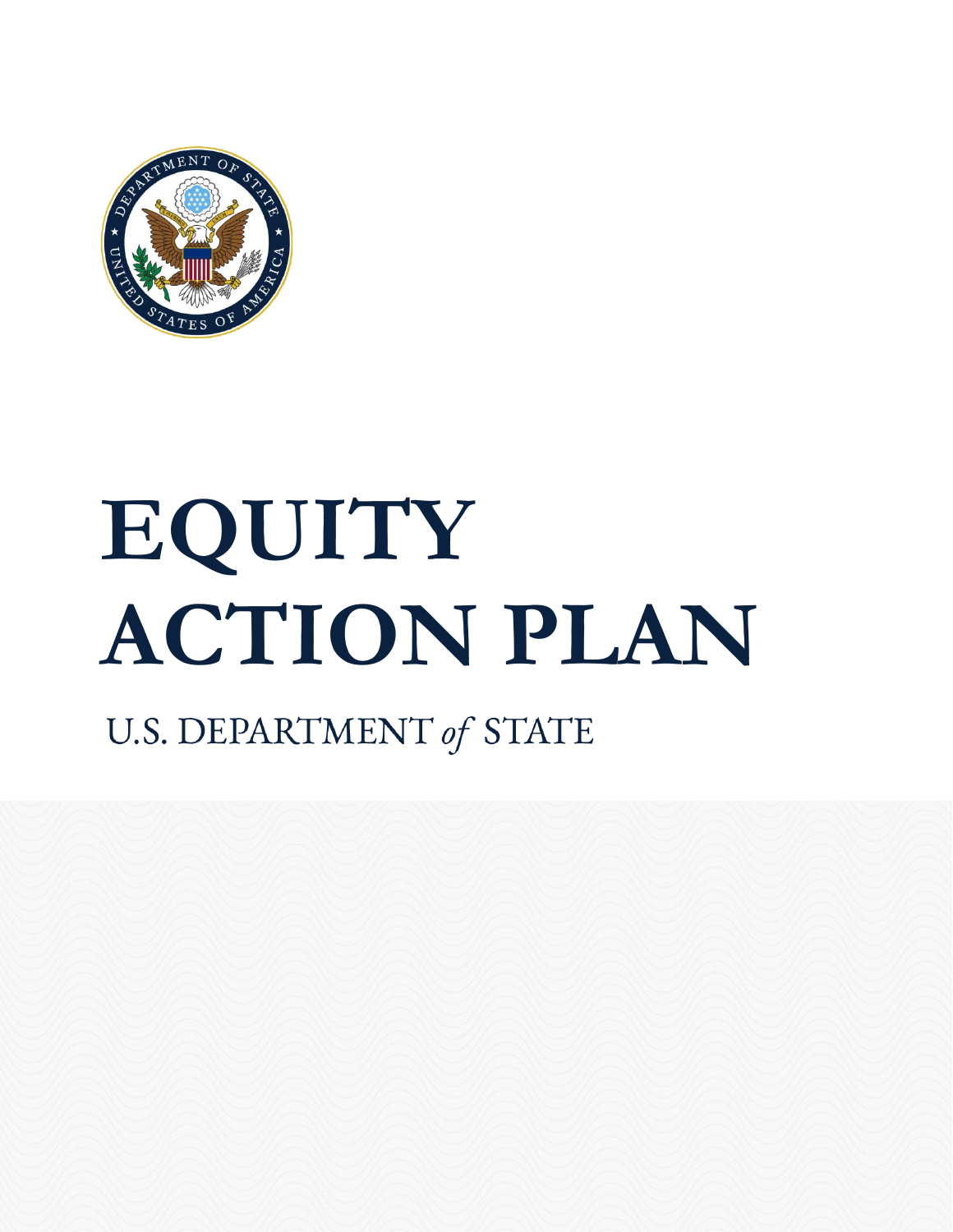# EQUITY ACTION PLAN

U.S. DEPARTMENT *of* STATE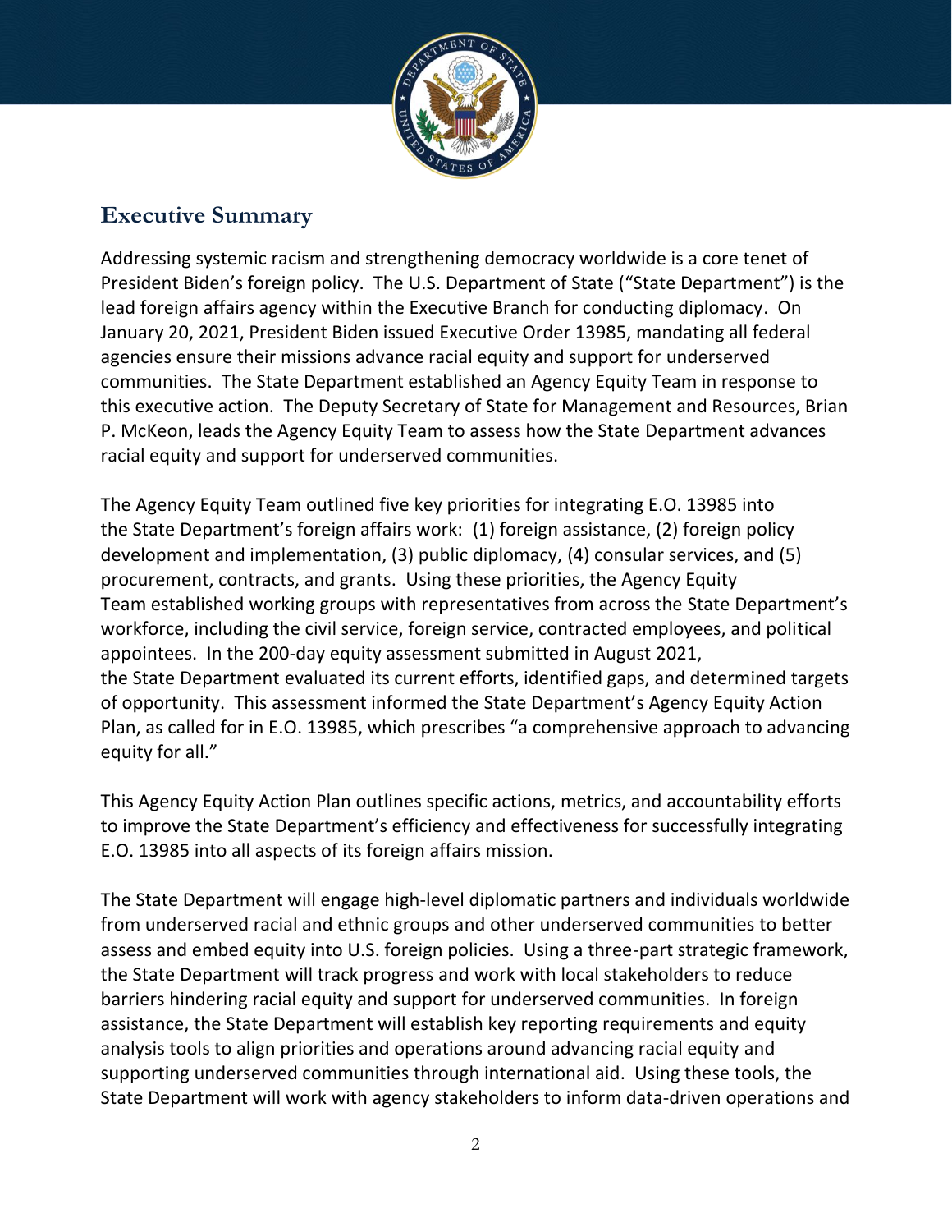## Executive Summary

Addressing systemic racism and strengthening democracy worldwide is a core tenet of President Biden's foreign policy. The U.S. Department of State ("State Department") is the lead foreign affairs agency within the Executive Branch for conducting diplomacy. On January 20, 2021, President Biden issued Executive Order 13985, mandating all federal agencies ensure their missions advance racial equity and support for underserved communities. The State Department established an Agency Equity Team in response to this executive action. The Deputy Secretary of State for Management and Resources, Brian P. McKeon, leads the Agency Equity Team to assess how the State Department advances racial equity and support for underserved communities.

The Agency Equity Team outlined five key priorities for integrating E.O. 13985 into the State Department's foreign affairs work: (1) foreign assistance, (2) foreign policy development and implementation, (3) public diplomacy, (4) consular services, and (5) procurement, contracts, and grants. Using these priorities, the Agency Equity Team established working groups with representatives from across the State Department's workforce, including the civil service, foreign service, contracted employees, and political appointees. In the 200-day equity assessment submitted in August 2021, the State Department evaluated its current efforts, identified gaps, and determined targets of opportunity. This assessment informed the State Department's Agency Equity Action Plan, as called for in E.O. 13985, which prescribes "a comprehensive approach to advancing equity for all."

This Agency Equity Action Plan outlines specific actions, metrics, and accountability efforts to improve the State Department's efficiency and effectiveness for successfully integrating E.O. 13985 into all aspects of its foreign affairs mission.

The State Department will engage high-level diplomatic partners and individuals worldwide from underserved racial and ethnic groups and other underserved communities to better assess and embed equity into U.S. foreign policies. Using a three-part strategic framework, the State Department will track progress and work with local stakeholders to reduce barriers hindering racial equity and support for underserved communities. In foreign assistance, the State Department will establish key reporting requirements and equity analysis tools to align priorities and operations around advancing racial equity and supporting underserved communities through international aid. Using these tools, the State Department will work with agency stakeholders to inform data-driven operations and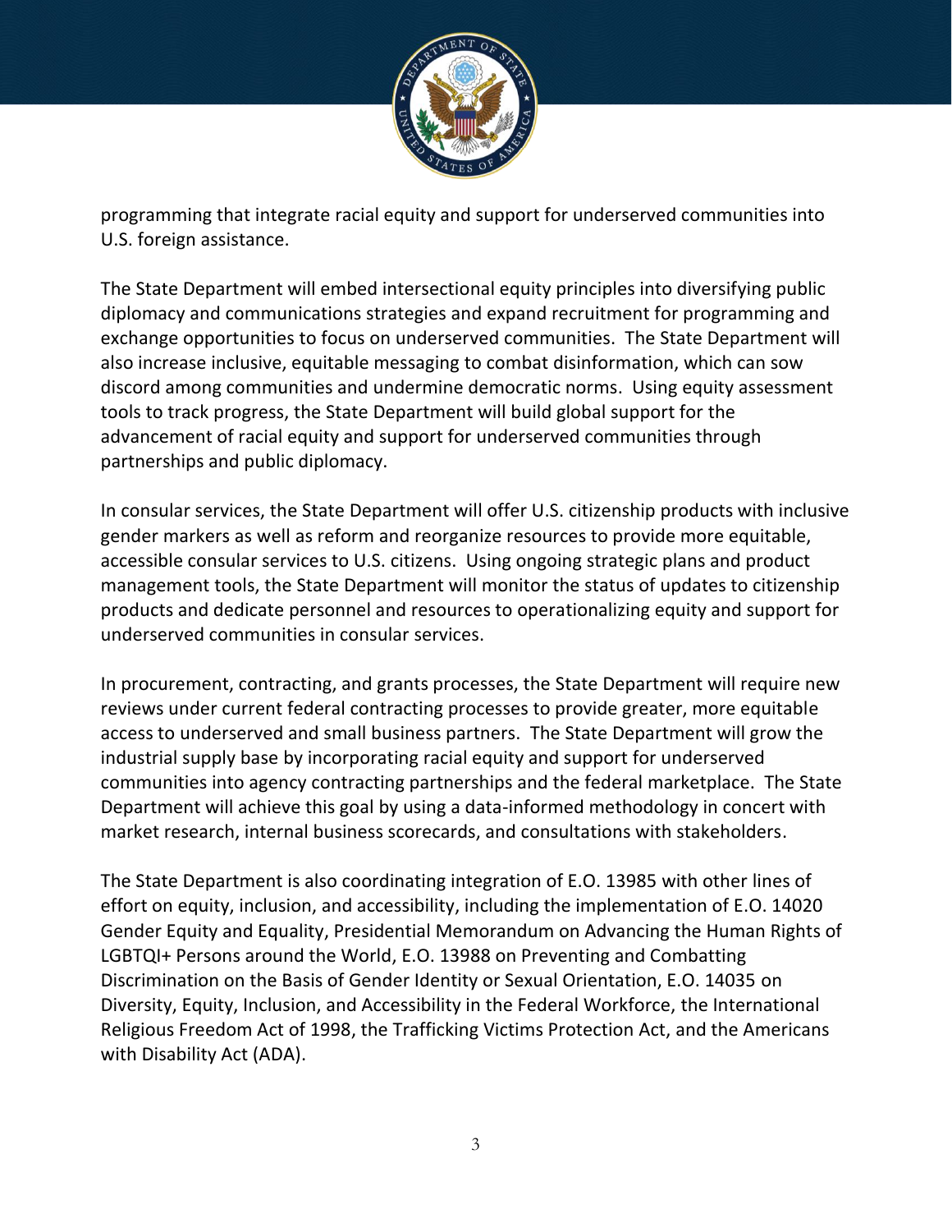programming that integrate racial equity and support for underserved communities into U.S. foreign assistance.

The State Department will embed intersectional equity principles into diversifying public diplomacy and communications strategies and expand recruitment for programming and exchange opportunities to focus on underserved communities. The State Department will also increase inclusive, equitable messaging to combat disinformation, which can sow discord among communities and undermine democratic norms. Using equity assessment tools to track progress, the State Department will build global support for the advancement of racial equity and support for underserved communities through partnerships and public diplomacy.

In consular services, the State Department will offer U.S. citizenship products with inclusive gender markers as well as reform and reorganize resources to provide more equitable, accessible consular services to U.S. citizens. Using ongoing strategic plans and product management tools, the State Department will monitor the status of updates to citizenship products and dedicate personnel and resources to operationalizing equity and support for underserved communities in consular services.

In procurement, contracting, and grants processes, the State Department will require new reviews under current federal contracting processes to provide greater, more equitable access to underserved and small business partners. The State Department will grow the industrial supply base by incorporating racial equity and support for underserved communities into agency contracting partnerships and the federal marketplace. The State Department will achieve this goal by using a data-informed methodology in concert with market research, internal business scorecards, and consultations with stakeholders.

The State Department is also coordinating integration of E.O. 13985 with other lines of effort on equity, inclusion, and accessibility, including the implementation of E.O. 14020 Gender Equity and Equality, Presidential Memorandum on Advancing the Human Rights of LGBTQI+ Persons around the World, E.O. 13988 on Preventing and Combatting Discrimination on the Basis of Gender Identity or Sexual Orientation, E.O. 14035 on Diversity, Equity, Inclusion, and Accessibility in the Federal Workforce, the International Religious Freedom Act of 1998, the Trafficking Victims Protection Act, and the Americans with Disability Act (ADA).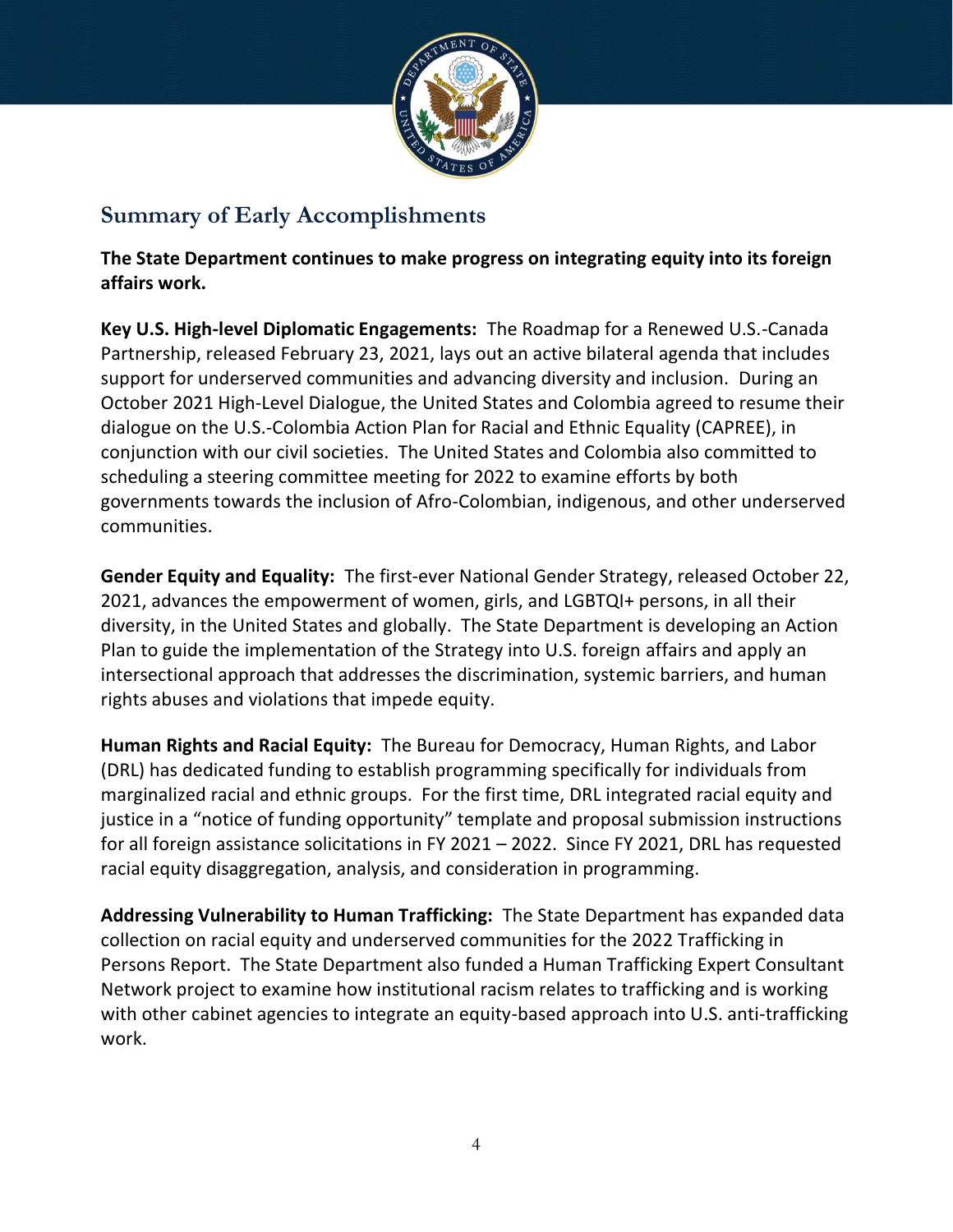## Summary of Early Accomplishments

**The State Department continues to make progress on integrating equity into its foreign affairs work.**

**Key U.S. High-level Diplomatic Engagements:** The Roadmap for a Renewed U.S.-Canada Partnership, released February 23, 2021, lays out an active bilateral agenda that includes support for underserved communities and advancing diversity and inclusion. During an October 2021 High-Level Dialogue, the United States and Colombia agreed to resume their dialogue on the U.S.-Colombia Action Plan for Racial and Ethnic Equality (CAPREE), in conjunction with our civil societies. The United States and Colombia also committed to scheduling a steering committee meeting for 2022 to examine efforts by both governments towards the inclusion of Afro-Colombian, indigenous, and other underserved communities.

**Gender Equity and Equality:** The first-ever National Gender Strategy, released October 22, 2021, advances the empowerment of women, girls, and LGBTQI+ persons, in all their diversity, in the United States and globally. The State Department is developing an Action Plan to guide the implementation of the Strategy into U.S. foreign affairs and apply an intersectional approach that addresses the discrimination, systemic barriers, and human rights abuses and violations that impede equity.

**Human Rights and Racial Equity:** The Bureau for Democracy, Human Rights, and Labor (DRL) has dedicated funding to establish programming specifically for individuals from marginalized racial and ethnic groups. For the first time, DRL integrated racial equity and justice in a "notice of funding opportunity" template and proposal submission instructions for all foreign assistance solicitations in FY 2021 – 2022. Since FY 2021, DRL has requested racial equity disaggregation, analysis, and consideration in programming.

**Addressing Vulnerability to Human Trafficking:** The State Department has expanded data collection on racial equity and underserved communities for the 2022 Trafficking in Persons Report. The State Department also funded a Human Trafficking Expert Consultant Network project to examine how institutional racism relates to trafficking and is working with other cabinet agencies to integrate an equity-based approach into U.S. anti-trafficking work.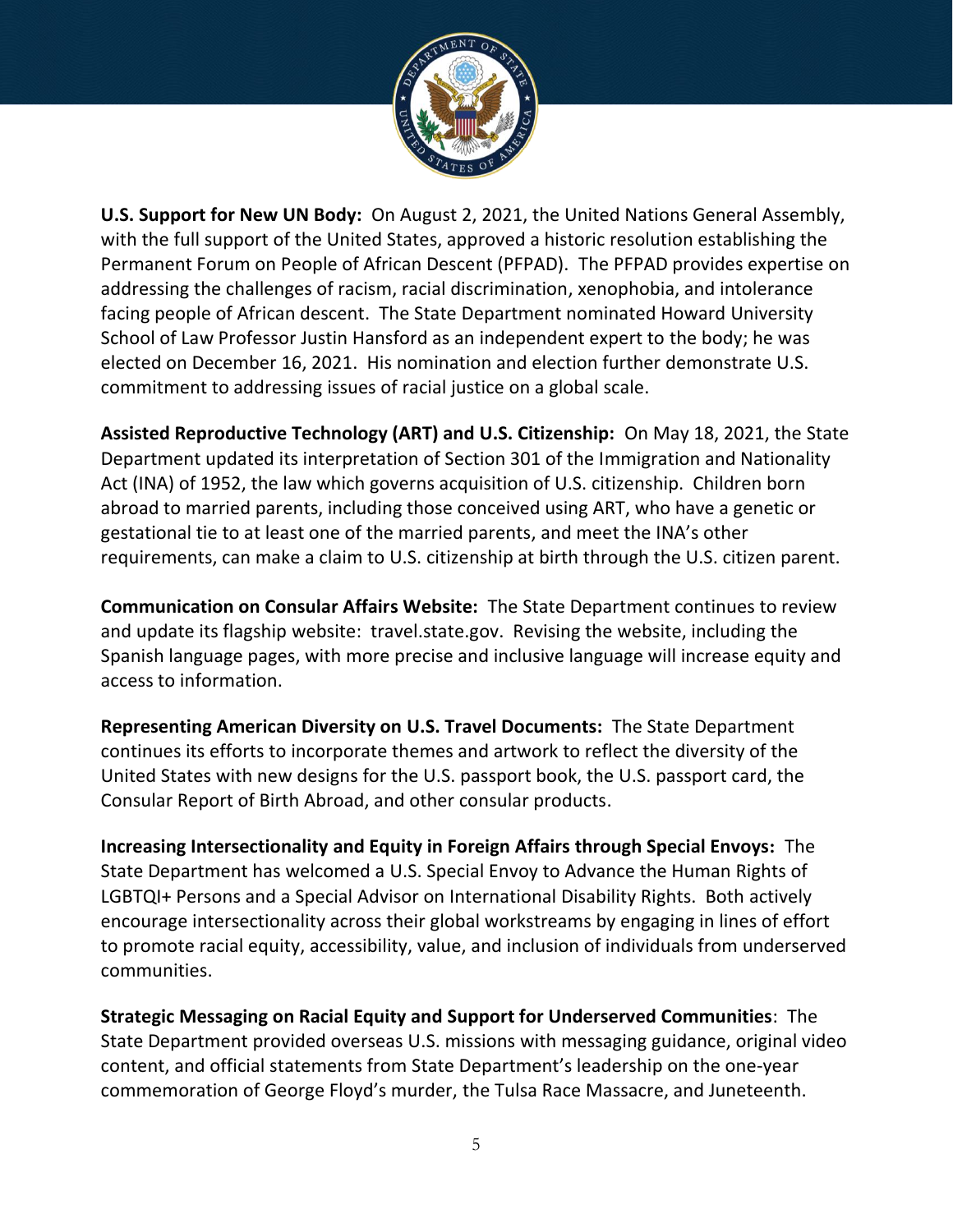**U.S. Support for New UN Body:** On August 2, 2021, the United Nations General Assembly, with the full support of the United States, approved a historic resolution establishing the Permanent Forum on People of African Descent (PFPAD). The PFPAD provides expertise on addressing the challenges of racism, racial discrimination, xenophobia, and intolerance facing people of African descent. The State Department nominated Howard University School of Law Professor Justin Hansford as an independent expert to the body; he was elected on December 16, 2021. His nomination and election further demonstrate U.S. commitment to addressing issues of racial justice on a global scale.

**Assisted Reproductive Technology (ART) and U.S. Citizenship:** On May 18, 2021, the State Department updated its interpretation of Section 301 of the Immigration and Nationality Act (INA) of 1952, the law which governs acquisition of U.S. citizenship. Children born abroad to married parents, including those conceived using ART, who have a genetic or gestational tie to at least one of the married parents, and meet the INA's other requirements, can make a claim to U.S. citizenship at birth through the U.S. citizen parent.

**Communication on Consular Affairs Website:** The State Department continues to review and update its flagship website: travel.state.gov. Revising the website, including the Spanish language pages, with more precise and inclusive language will increase equity and access to information.

**Representing American Diversity on U.S. Travel Documents:** The State Department continues its efforts to incorporate themes and artwork to reflect the diversity of the United States with new designs for the U.S. passport book, the U.S. passport card, the Consular Report of Birth Abroad, and other consular products.

**Increasing Intersectionality and Equity in Foreign Affairs through Special Envoys:** The State Department has welcomed a U.S. Special Envoy to Advance the Human Rights of LGBTQI+ Persons and a Special Advisor on International Disability Rights. Both actively encourage intersectionality across their global workstreams by engaging in lines of effort to promote racial equity, accessibility, value, and inclusion of individuals from underserved communities.

**Strategic Messaging on Racial Equity and Support for Underserved Communities**: The State Department provided overseas U.S. missions with messaging guidance, original video content, and official statements from State Department's leadership on the one-year commemoration of George Floyd's murder, the Tulsa Race Massacre, and Juneteenth.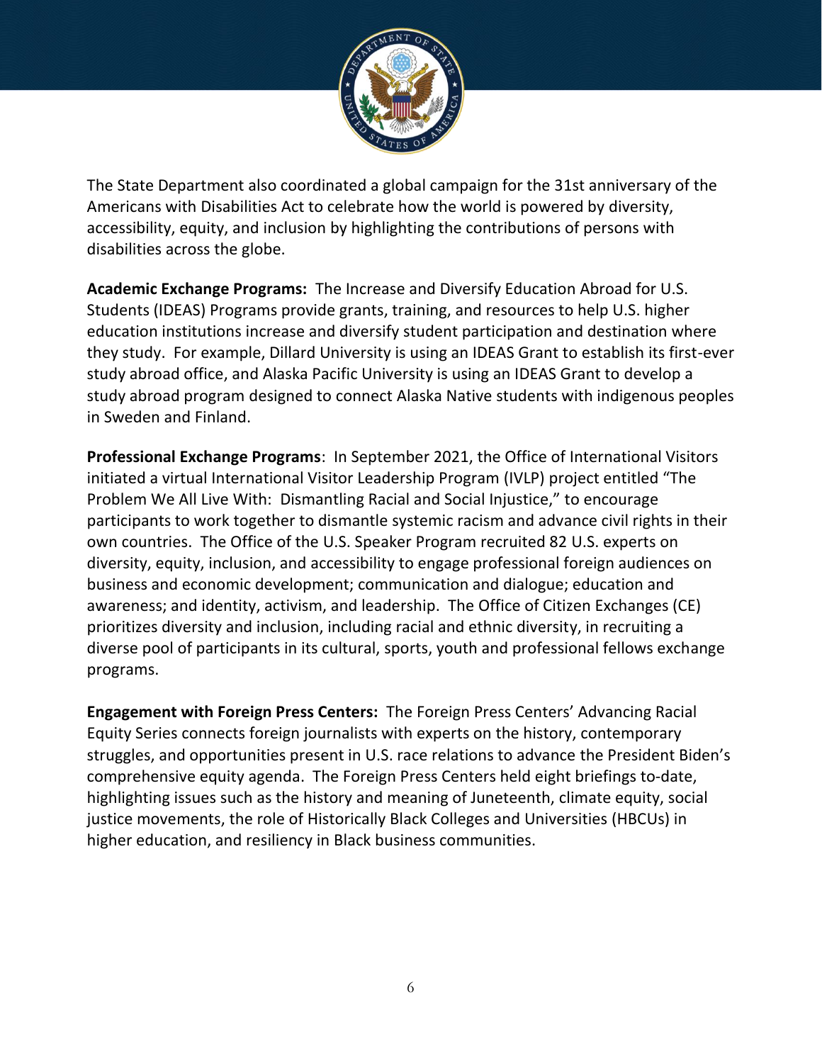The State Department also coordinated a global campaign for the 31st anniversary of the Americans with Disabilities Act to celebrate how the world is powered by diversity, accessibility, equity, and inclusion by highlighting the contributions of persons with disabilities across the globe.

**Academic Exchange Programs:** The Increase and Diversify Education Abroad for U.S. Students (IDEAS) Programs provide grants, training, and resources to help U.S. higher education institutions increase and diversify student participation and destination where they study. For example, Dillard University is using an IDEAS Grant to establish its first-ever study abroad office, and Alaska Pacific University is using an IDEAS Grant to develop a study abroad program designed to connect Alaska Native students with indigenous peoples in Sweden and Finland.

**Professional Exchange Programs**: In September 2021, the Office of International Visitors initiated a virtual International Visitor Leadership Program (IVLP) project entitled "The Problem We All Live With: Dismantling Racial and Social Injustice," to encourage participants to work together to dismantle systemic racism and advance civil rights in their own countries. The Office of the U.S. Speaker Program recruited 82 U.S. experts on diversity, equity, inclusion, and accessibility to engage professional foreign audiences on business and economic development; communication and dialogue; education and awareness; and identity, activism, and leadership. The Office of Citizen Exchanges (CE) prioritizes diversity and inclusion, including racial and ethnic diversity, in recruiting a diverse pool of participants in its cultural, sports, youth and professional fellows exchange programs.

**Engagement with Foreign Press Centers:** The Foreign Press Centers' Advancing Racial Equity Series connects foreign journalists with experts on the history, contemporary struggles, and opportunities present in U.S. race relations to advance the President Biden's comprehensive equity agenda. The Foreign Press Centers held eight briefings to-date, highlighting issues such as the history and meaning of Juneteenth, climate equity, social justice movements, the role of Historically Black Colleges and Universities (HBCUs) in higher education, and resiliency in Black business communities.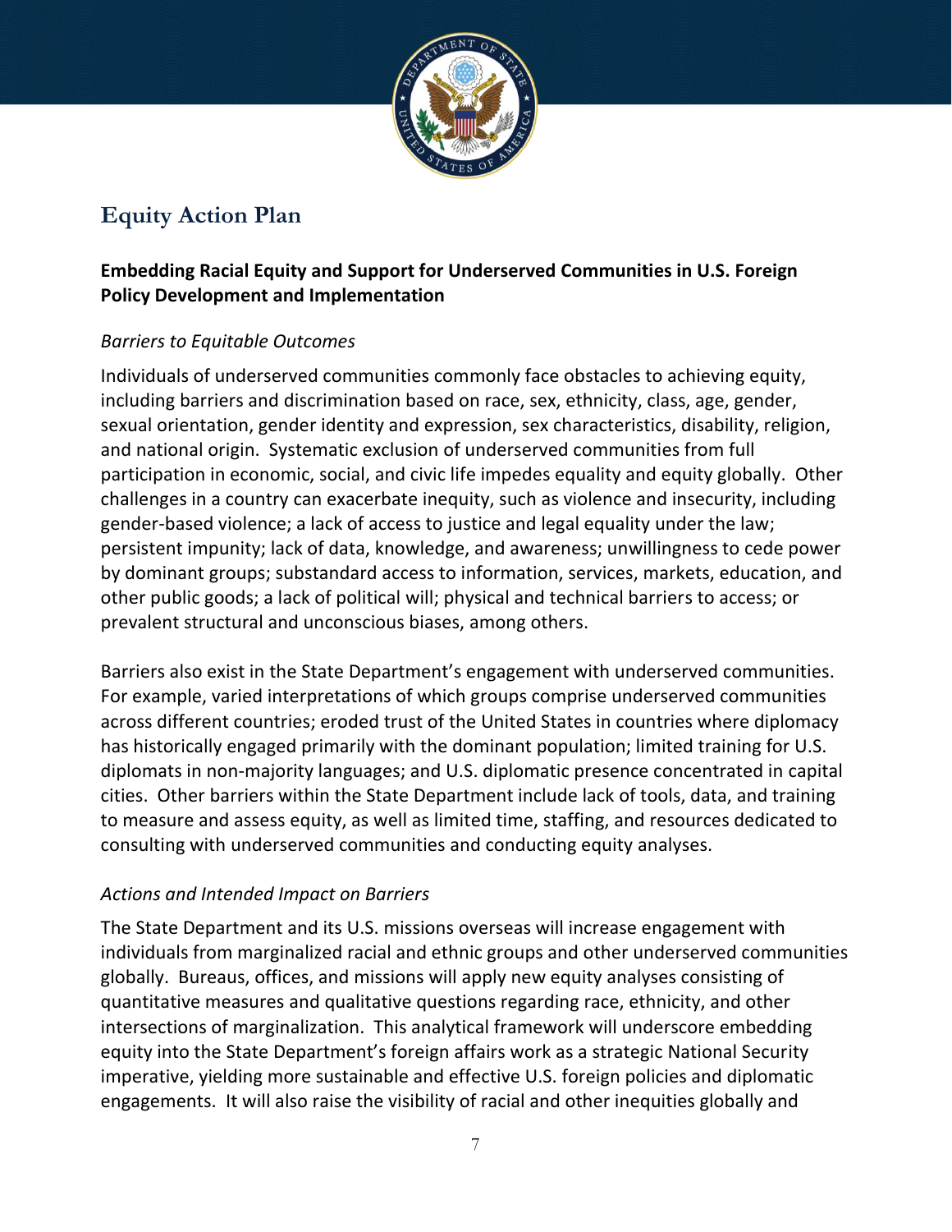# Equity Action Plan

**Embedding Racial Equity and Support for Underserved Communities in U.S. Foreign Policy Development and Implementation**

*Barriers to Equitable Outcomes*

Individuals of underserved communities commonly face obstacles to achieving equity, including barriers and discrimination based on race, sex, ethnicity, class, age, gender, sexual orientation, gender identity and expression, sex characteristics, disability, religion, and national origin. Systematic exclusion of underserved communities from full participation in economic, social, and civic life impedes equality and equity globally. Other challenges in a country can exacerbate inequity, such as violence and insecurity, including gender-based violence; a lack of access to justice and legal equality under the law; persistent impunity; lack of data, knowledge, and awareness; unwillingness to cede power by dominant groups; substandard access to information, services, markets, education, and other public goods; a lack of political will; physical and technical barriers to access; or prevalent structural and unconscious biases, among others.

Barriers also exist in the State Department's engagement with underserved communities. For example, varied interpretations of which groups comprise underserved communities across different countries; eroded trust of the United States in countries where diplomacy has historically engaged primarily with the dominant population; limited training for U.S. diplomats in non-majority languages; and U.S. diplomatic presence concentrated in capital cities. Other barriers within the State Department include lack of tools, data, and training to measure and assess equity, as well as limited time, staffing, and resources dedicated to consulting with underserved communities and conducting equity analyses.

*Actions and Intended Impact on Barriers*

The State Department and its U.S. missions overseas will increase engagement with individuals from marginalized racial and ethnic groups and other underserved communities globally. Bureaus, offices, and missions will apply new equity analyses consisting of quantitative measures and qualitative questions regarding race, ethnicity, and other intersections of marginalization. This analytical framework will underscore embedding equity into the State Department's foreign affairs work as a strategic National Security imperative, yielding more sustainable and effective U.S. foreign policies and diplomatic engagements. It will also raise the visibility of racial and other inequities globally and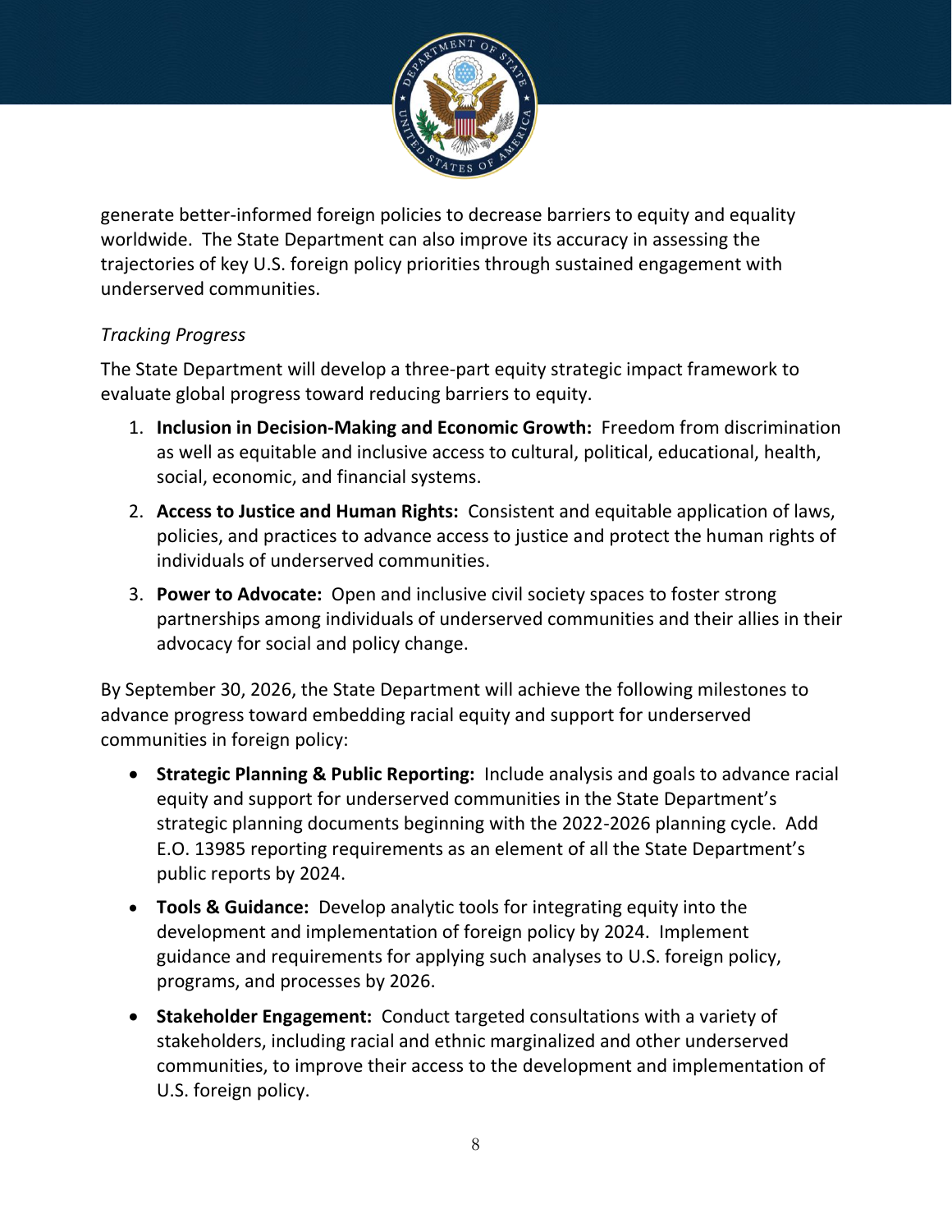generate better-informed foreign policies to decrease barriers to equity and equality worldwide. The State Department can also improve its accuracy in assessing the trajectories of key U.S. foreign policy priorities through sustained engagement with underserved communities.

*Tracking Progress*

The State Department will develop a three-part equity strategic impact framework to evaluate global progress toward reducing barriers to equity.

1. **Inclusion in Decision-Making and Economic Growth:** Freedom from discrimination as well as equitable and inclusive access to cultural, political, educational, health, social, economic, and financial systems.
2. **Access to Justice and Human Rights:** Consistent and equitable application of laws, policies, and practices to advance access to justice and protect the human rights of individuals of underserved communities.
3. **Power to Advocate:** Open and inclusive civil society spaces to foster strong partnerships among individuals of underserved communities and their allies in their advocacy for social and policy change.

By September 30, 2026, the State Department will achieve the following milestones to advance progress toward embedding racial equity and support for underserved communities in foreign policy:

- **Strategic Planning & Public Reporting:** Include analysis and goals to advance racial equity and support for underserved communities in the State Department's strategic planning documents beginning with the 2022-2026 planning cycle. Add E.O. 13985 reporting requirements as an element of all the State Department's public reports by 2024.
- **Tools & Guidance:** Develop analytic tools for integrating equity into the development and implementation of foreign policy by 2024. Implement guidance and requirements for applying such analyses to U.S. foreign policy, programs, and processes by 2026.
- **Stakeholder Engagement:** Conduct targeted consultations with a variety of stakeholders, including racial and ethnic marginalized and other underserved communities, to improve their access to the development and implementation of U.S. foreign policy.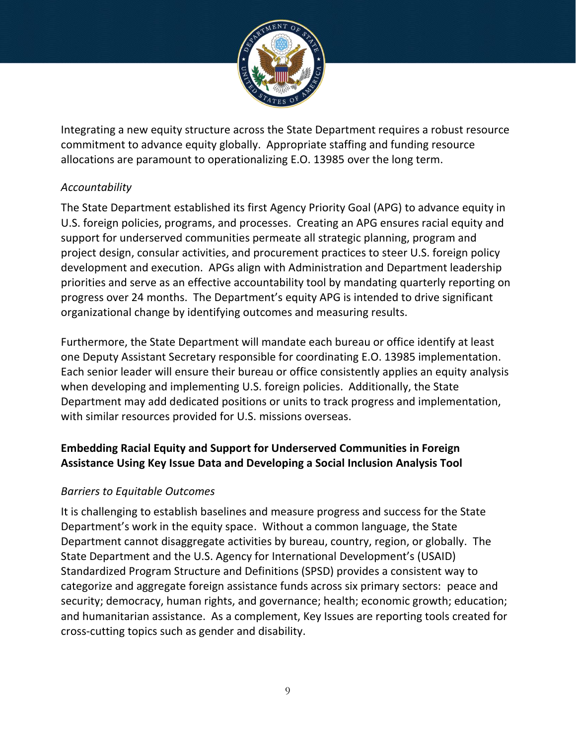Integrating a new equity structure across the State Department requires a robust resource commitment to advance equity globally. Appropriate staffing and funding resource allocations are paramount to operationalizing E.O. 13985 over the long term.

*Accountability*

The State Department established its first Agency Priority Goal (APG) to advance equity in U.S. foreign policies, programs, and processes. Creating an APG ensures racial equity and support for underserved communities permeate all strategic planning, program and project design, consular activities, and procurement practices to steer U.S. foreign policy development and execution. APGs align with Administration and Department leadership priorities and serve as an effective accountability tool by mandating quarterly reporting on progress over 24 months. The Department's equity APG is intended to drive significant organizational change by identifying outcomes and measuring results.

Furthermore, the State Department will mandate each bureau or office identify at least one Deputy Assistant Secretary responsible for coordinating E.O. 13985 implementation. Each senior leader will ensure their bureau or office consistently applies an equity analysis when developing and implementing U.S. foreign policies. Additionally, the State Department may add dedicated positions or units to track progress and implementation, with similar resources provided for U.S. missions overseas.

**Embedding Racial Equity and Support for Underserved Communities in Foreign Assistance Using Key Issue Data and Developing a Social Inclusion Analysis Tool**

*Barriers to Equitable Outcomes*

It is challenging to establish baselines and measure progress and success for the State Department's work in the equity space. Without a common language, the State Department cannot disaggregate activities by bureau, country, region, or globally. The State Department and the U.S. Agency for International Development's (USAID) Standardized Program Structure and Definitions (SPSD) provides a consistent way to categorize and aggregate foreign assistance funds across six primary sectors: peace and security; democracy, human rights, and governance; health; economic growth; education; and humanitarian assistance. As a complement, Key Issues are reporting tools created for cross-cutting topics such as gender and disability.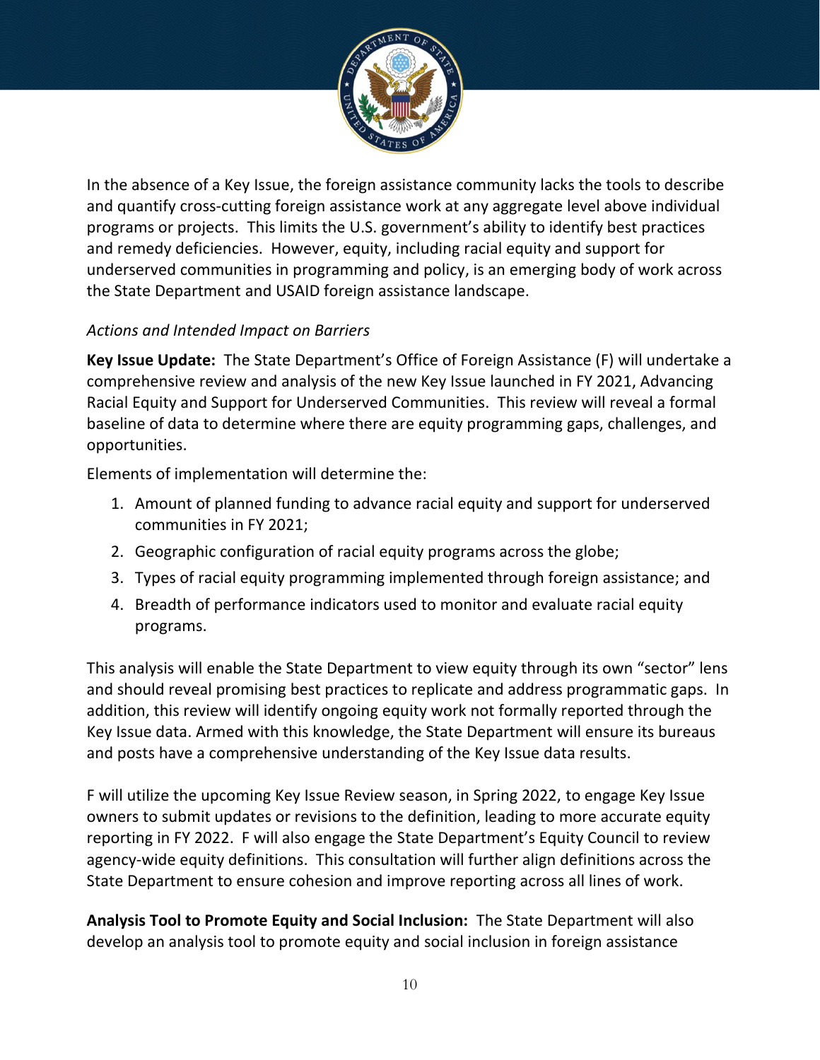In the absence of a Key Issue, the foreign assistance community lacks the tools to describe and quantify cross-cutting foreign assistance work at any aggregate level above individual programs or projects. This limits the U.S. government's ability to identify best practices and remedy deficiencies. However, equity, including racial equity and support for underserved communities in programming and policy, is an emerging body of work across the State Department and USAID foreign assistance landscape.

*Actions and Intended Impact on Barriers*

**Key Issue Update:** The State Department's Office of Foreign Assistance (F) will undertake a comprehensive review and analysis of the new Key Issue launched in FY 2021, Advancing Racial Equity and Support for Underserved Communities. This review will reveal a formal baseline of data to determine where there are equity programming gaps, challenges, and opportunities.

Elements of implementation will determine the:

1. Amount of planned funding to advance racial equity and support for underserved communities in FY 2021;
2. Geographic configuration of racial equity programs across the globe;
3. Types of racial equity programming implemented through foreign assistance; and
4. Breadth of performance indicators used to monitor and evaluate racial equity programs.

This analysis will enable the State Department to view equity through its own "sector" lens and should reveal promising best practices to replicate and address programmatic gaps. In addition, this review will identify ongoing equity work not formally reported through the Key Issue data. Armed with this knowledge, the State Department will ensure its bureaus and posts have a comprehensive understanding of the Key Issue data results.

F will utilize the upcoming Key Issue Review season, in Spring 2022, to engage Key Issue owners to submit updates or revisions to the definition, leading to more accurate equity reporting in FY 2022. F will also engage the State Department's Equity Council to review agency-wide equity definitions. This consultation will further align definitions across the State Department to ensure cohesion and improve reporting across all lines of work.

**Analysis Tool to Promote Equity and Social Inclusion:** The State Department will also develop an analysis tool to promote equity and social inclusion in foreign assistance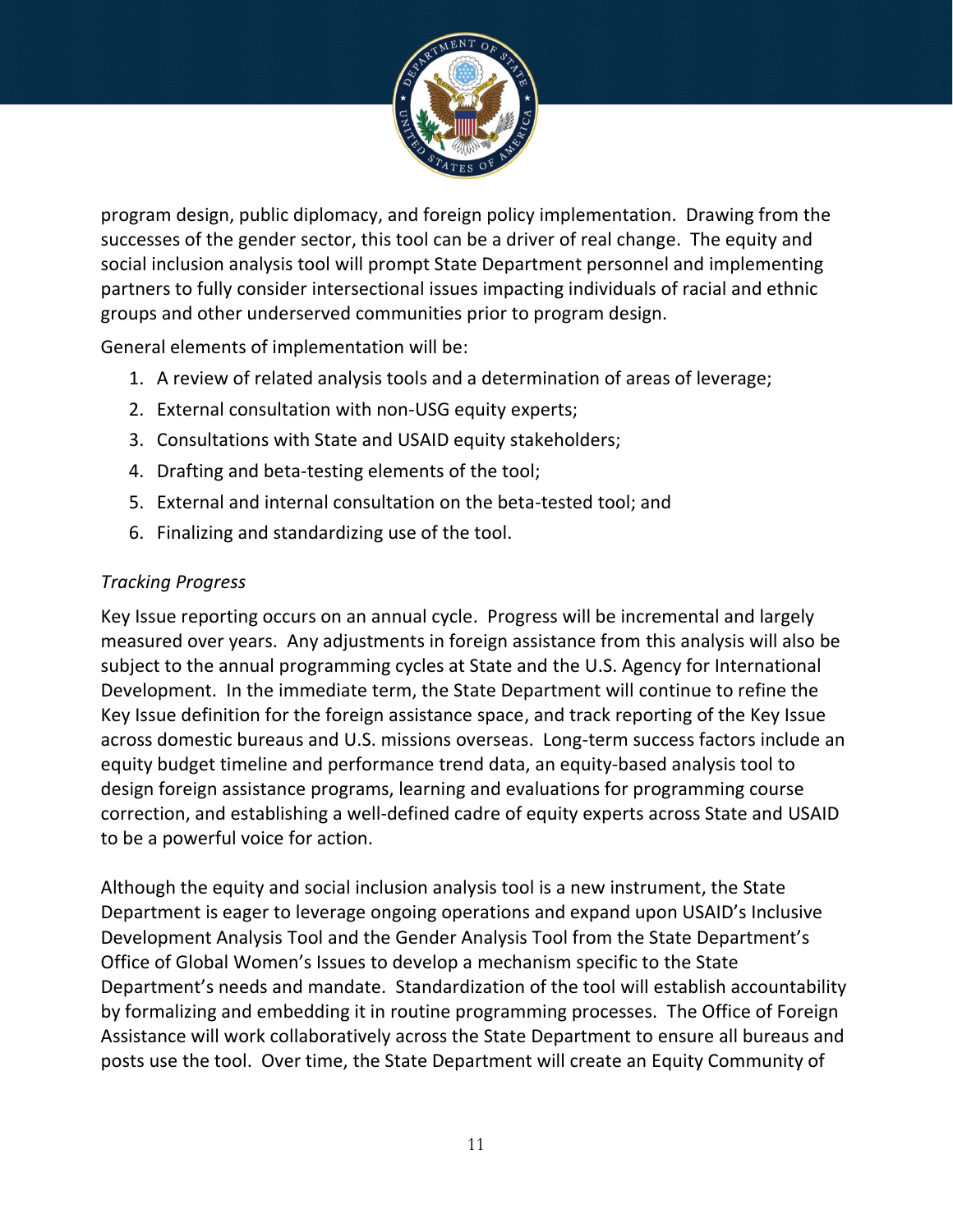program design, public diplomacy, and foreign policy implementation. Drawing from the successes of the gender sector, this tool can be a driver of real change. The equity and social inclusion analysis tool will prompt State Department personnel and implementing partners to fully consider intersectional issues impacting individuals of racial and ethnic groups and other underserved communities prior to program design.

General elements of implementation will be:

1. A review of related analysis tools and a determination of areas of leverage;
2. External consultation with non-USG equity experts;
3. Consultations with State and USAID equity stakeholders;
4. Drafting and beta-testing elements of the tool;
5. External and internal consultation on the beta-tested tool; and
6. Finalizing and standardizing use of the tool.

*Tracking Progress*

Key Issue reporting occurs on an annual cycle. Progress will be incremental and largely measured over years. Any adjustments in foreign assistance from this analysis will also be subject to the annual programming cycles at State and the U.S. Agency for International Development. In the immediate term, the State Department will continue to refine the Key Issue definition for the foreign assistance space, and track reporting of the Key Issue across domestic bureaus and U.S. missions overseas. Long-term success factors include an equity budget timeline and performance trend data, an equity-based analysis tool to design foreign assistance programs, learning and evaluations for programming course correction, and establishing a well-defined cadre of equity experts across State and USAID to be a powerful voice for action.

Although the equity and social inclusion analysis tool is a new instrument, the State Department is eager to leverage ongoing operations and expand upon USAID's Inclusive Development Analysis Tool and the Gender Analysis Tool from the State Department's Office of Global Women's Issues to develop a mechanism specific to the State Department's needs and mandate. Standardization of the tool will establish accountability by formalizing and embedding it in routine programming processes. The Office of Foreign Assistance will work collaboratively across the State Department to ensure all bureaus and posts use the tool. Over time, the State Department will create an Equity Community of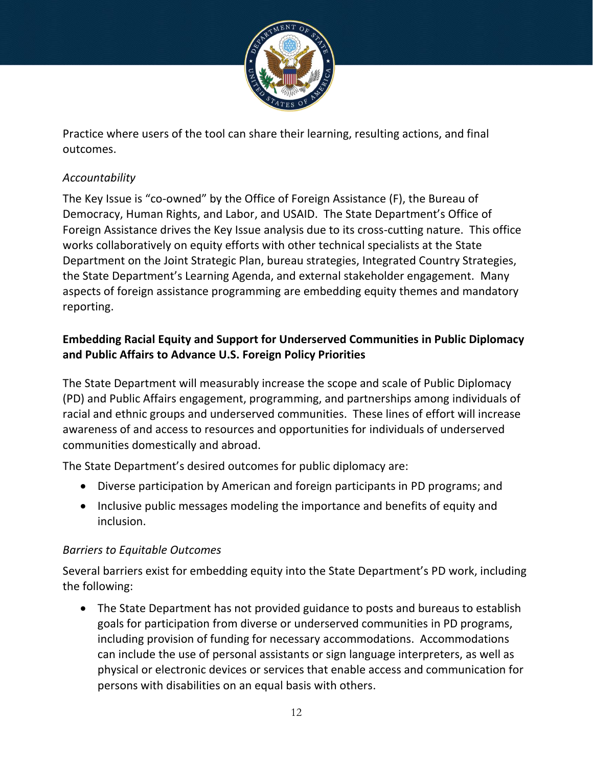Practice where users of the tool can share their learning, resulting actions, and final outcomes.

*Accountability*

The Key Issue is "co-owned" by the Office of Foreign Assistance (F), the Bureau of Democracy, Human Rights, and Labor, and USAID. The State Department's Office of Foreign Assistance drives the Key Issue analysis due to its cross-cutting nature. This office works collaboratively on equity efforts with other technical specialists at the State Department on the Joint Strategic Plan, bureau strategies, Integrated Country Strategies, the State Department's Learning Agenda, and external stakeholder engagement. Many aspects of foreign assistance programming are embedding equity themes and mandatory reporting.

**Embedding Racial Equity and Support for Underserved Communities in Public Diplomacy and Public Affairs to Advance U.S. Foreign Policy Priorities**

The State Department will measurably increase the scope and scale of Public Diplomacy (PD) and Public Affairs engagement, programming, and partnerships among individuals of racial and ethnic groups and underserved communities. These lines of effort will increase awareness of and access to resources and opportunities for individuals of underserved communities domestically and abroad.

The State Department's desired outcomes for public diplomacy are:

- Diverse participation by American and foreign participants in PD programs; and
- Inclusive public messages modeling the importance and benefits of equity and inclusion.

*Barriers to Equitable Outcomes*

Several barriers exist for embedding equity into the State Department's PD work, including the following:

- The State Department has not provided guidance to posts and bureaus to establish goals for participation from diverse or underserved communities in PD programs, including provision of funding for necessary accommodations. Accommodations can include the use of personal assistants or sign language interpreters, as well as physical or electronic devices or services that enable access and communication for persons with disabilities on an equal basis with others.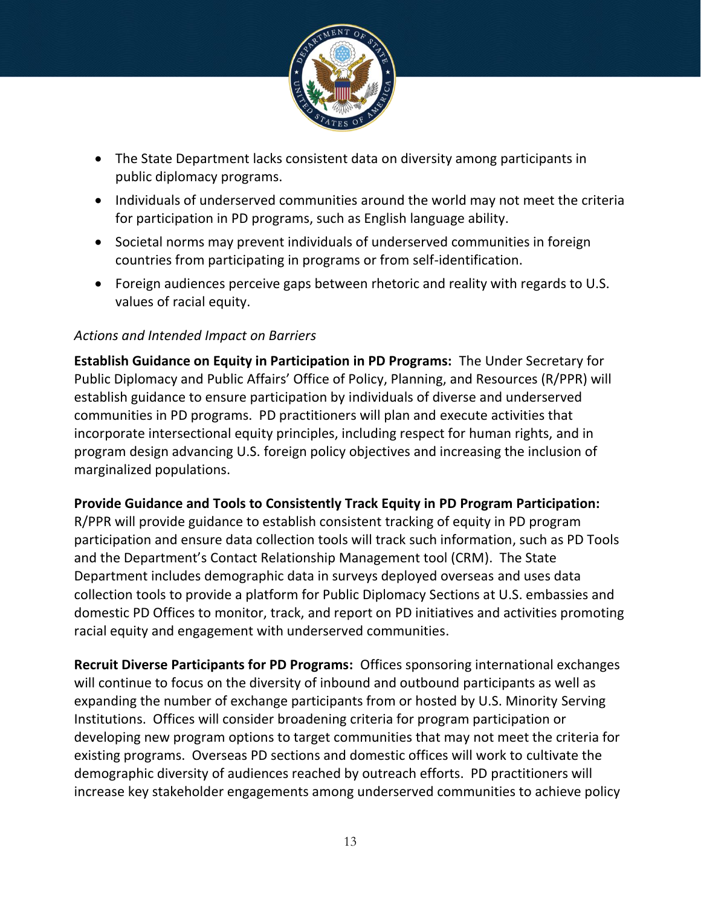- The State Department lacks consistent data on diversity among participants in public diplomacy programs.
- Individuals of underserved communities around the world may not meet the criteria for participation in PD programs, such as English language ability.
- Societal norms may prevent individuals of underserved communities in foreign countries from participating in programs or from self-identification.
- Foreign audiences perceive gaps between rhetoric and reality with regards to U.S. values of racial equity.

*Actions and Intended Impact on Barriers*

**Establish Guidance on Equity in Participation in PD Programs:** The Under Secretary for Public Diplomacy and Public Affairs' Office of Policy, Planning, and Resources (R/PPR) will establish guidance to ensure participation by individuals of diverse and underserved communities in PD programs. PD practitioners will plan and execute activities that incorporate intersectional equity principles, including respect for human rights, and in program design advancing U.S. foreign policy objectives and increasing the inclusion of marginalized populations.

**Provide Guidance and Tools to Consistently Track Equity in PD Program Participation:** R/PPR will provide guidance to establish consistent tracking of equity in PD program participation and ensure data collection tools will track such information, such as PD Tools and the Department's Contact Relationship Management tool (CRM). The State Department includes demographic data in surveys deployed overseas and uses data collection tools to provide a platform for Public Diplomacy Sections at U.S. embassies and domestic PD Offices to monitor, track, and report on PD initiatives and activities promoting racial equity and engagement with underserved communities.

**Recruit Diverse Participants for PD Programs:** Offices sponsoring international exchanges will continue to focus on the diversity of inbound and outbound participants as well as expanding the number of exchange participants from or hosted by U.S. Minority Serving Institutions. Offices will consider broadening criteria for program participation or developing new program options to target communities that may not meet the criteria for existing programs. Overseas PD sections and domestic offices will work to cultivate the demographic diversity of audiences reached by outreach efforts. PD practitioners will increase key stakeholder engagements among underserved communities to achieve policy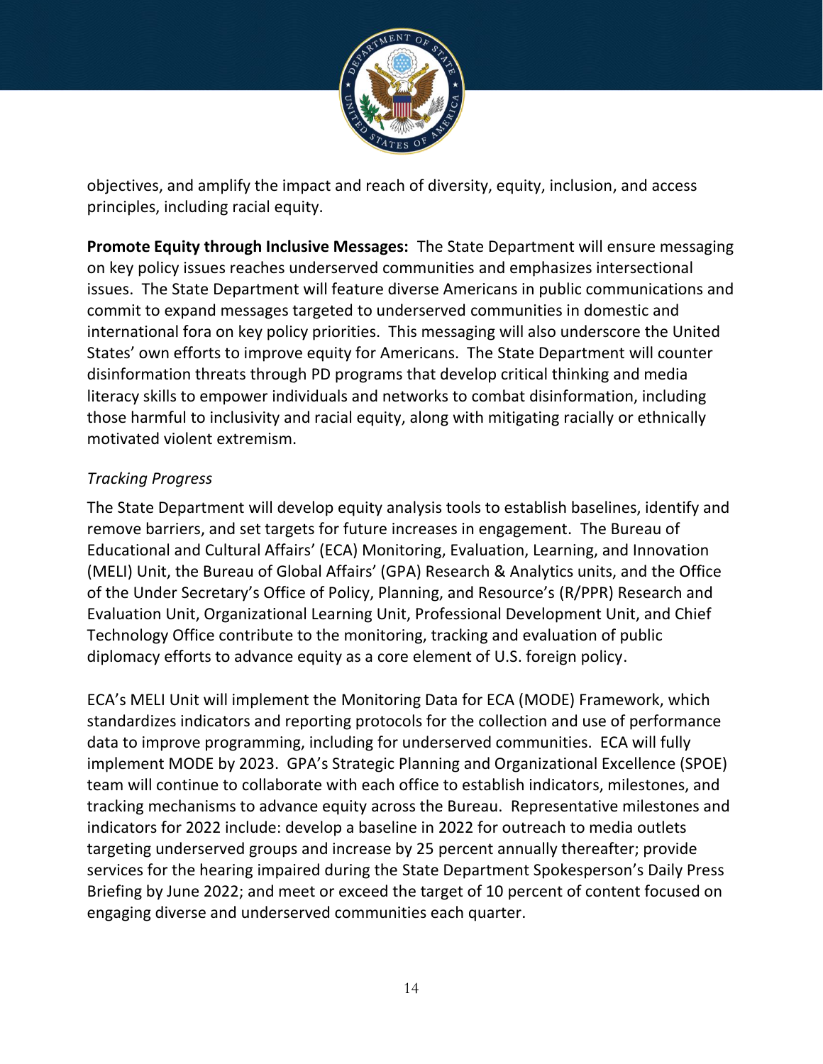objectives, and amplify the impact and reach of diversity, equity, inclusion, and access principles, including racial equity.

**Promote Equity through Inclusive Messages:** The State Department will ensure messaging on key policy issues reaches underserved communities and emphasizes intersectional issues. The State Department will feature diverse Americans in public communications and commit to expand messages targeted to underserved communities in domestic and international fora on key policy priorities. This messaging will also underscore the United States' own efforts to improve equity for Americans. The State Department will counter disinformation threats through PD programs that develop critical thinking and media literacy skills to empower individuals and networks to combat disinformation, including those harmful to inclusivity and racial equity, along with mitigating racially or ethnically motivated violent extremism.

*Tracking Progress*

The State Department will develop equity analysis tools to establish baselines, identify and remove barriers, and set targets for future increases in engagement. The Bureau of Educational and Cultural Affairs' (ECA) Monitoring, Evaluation, Learning, and Innovation (MELI) Unit, the Bureau of Global Affairs' (GPA) Research & Analytics units, and the Office of the Under Secretary's Office of Policy, Planning, and Resource's (R/PPR) Research and Evaluation Unit, Organizational Learning Unit, Professional Development Unit, and Chief Technology Office contribute to the monitoring, tracking and evaluation of public diplomacy efforts to advance equity as a core element of U.S. foreign policy.

ECA's MELI Unit will implement the Monitoring Data for ECA (MODE) Framework, which standardizes indicators and reporting protocols for the collection and use of performance data to improve programming, including for underserved communities. ECA will fully implement MODE by 2023. GPA's Strategic Planning and Organizational Excellence (SPOE) team will continue to collaborate with each office to establish indicators, milestones, and tracking mechanisms to advance equity across the Bureau. Representative milestones and indicators for 2022 include: develop a baseline in 2022 for outreach to media outlets targeting underserved groups and increase by 25 percent annually thereafter; provide services for the hearing impaired during the State Department Spokesperson's Daily Press Briefing by June 2022; and meet or exceed the target of 10 percent of content focused on engaging diverse and underserved communities each quarter.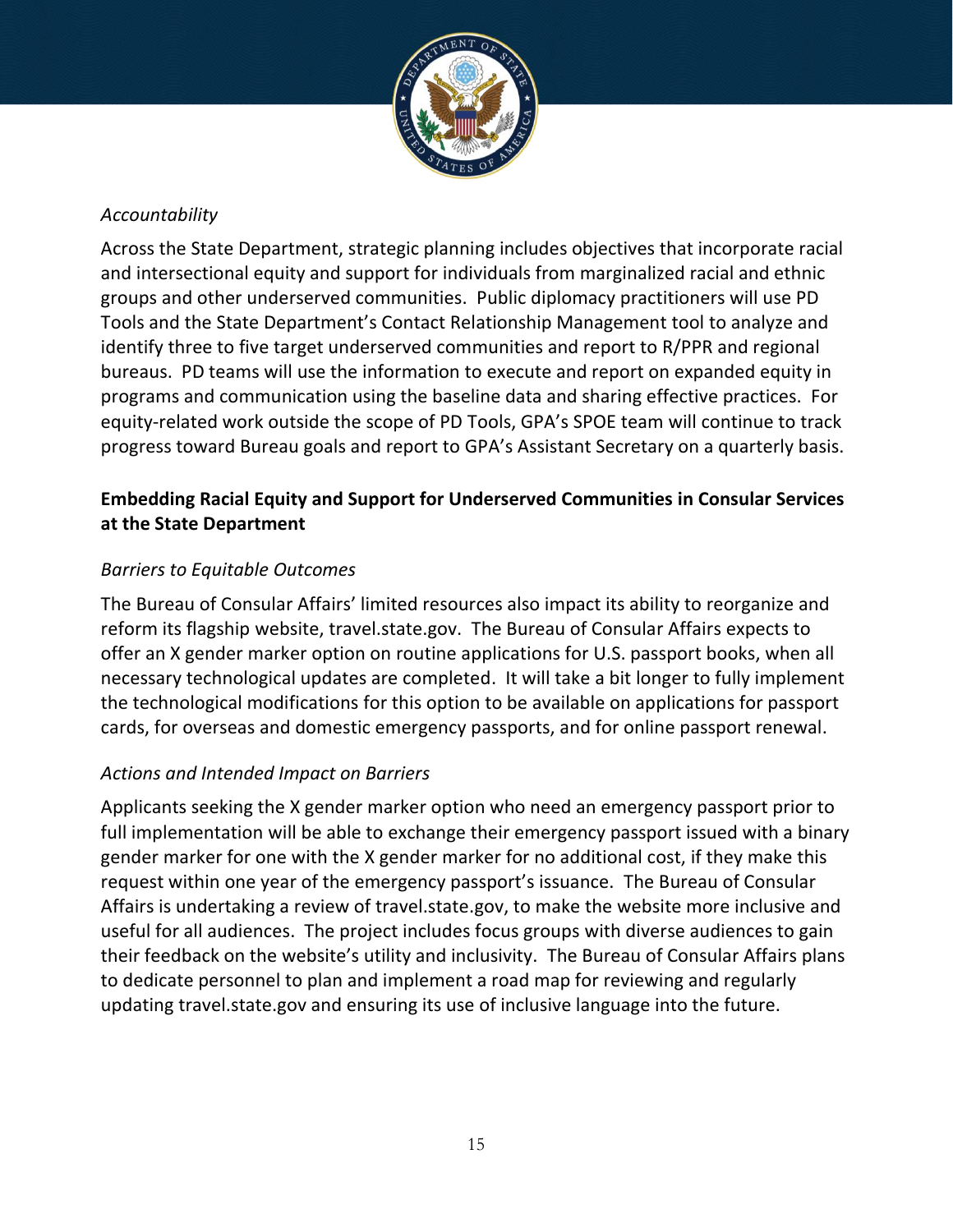*Accountability*

Across the State Department, strategic planning includes objectives that incorporate racial and intersectional equity and support for individuals from marginalized racial and ethnic groups and other underserved communities. Public diplomacy practitioners will use PD Tools and the State Department's Contact Relationship Management tool to analyze and identify three to five target underserved communities and report to R/PPR and regional bureaus. PD teams will use the information to execute and report on expanded equity in programs and communication using the baseline data and sharing effective practices. For equity-related work outside the scope of PD Tools, GPA's SPOE team will continue to track progress toward Bureau goals and report to GPA's Assistant Secretary on a quarterly basis.

## Embedding Racial Equity and Support for Underserved Communities in Consular Services at the State Department

*Barriers to Equitable Outcomes*

The Bureau of Consular Affairs' limited resources also impact its ability to reorganize and reform its flagship website, travel.state.gov. The Bureau of Consular Affairs expects to offer an X gender marker option on routine applications for U.S. passport books, when all necessary technological updates are completed. It will take a bit longer to fully implement the technological modifications for this option to be available on applications for passport cards, for overseas and domestic emergency passports, and for online passport renewal.

*Actions and Intended Impact on Barriers*

Applicants seeking the X gender marker option who need an emergency passport prior to full implementation will be able to exchange their emergency passport issued with a binary gender marker for one with the X gender marker for no additional cost, if they make this request within one year of the emergency passport's issuance. The Bureau of Consular Affairs is undertaking a review of travel.state.gov, to make the website more inclusive and useful for all audiences. The project includes focus groups with diverse audiences to gain their feedback on the website's utility and inclusivity. The Bureau of Consular Affairs plans to dedicate personnel to plan and implement a road map for reviewing and regularly updating travel.state.gov and ensuring its use of inclusive language into the future.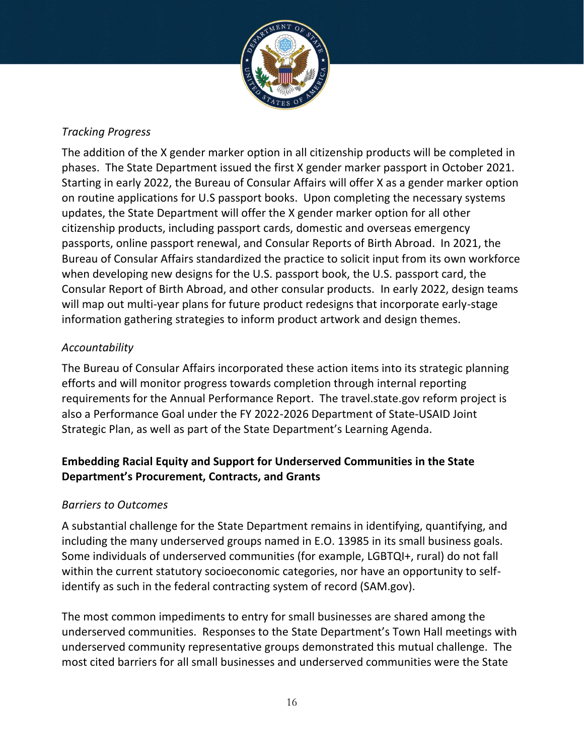*Tracking Progress*

The addition of the X gender marker option in all citizenship products will be completed in phases. The State Department issued the first X gender marker passport in October 2021. Starting in early 2022, the Bureau of Consular Affairs will offer X as a gender marker option on routine applications for U.S passport books. Upon completing the necessary systems updates, the State Department will offer the X gender marker option for all other citizenship products, including passport cards, domestic and overseas emergency passports, online passport renewal, and Consular Reports of Birth Abroad. In 2021, the Bureau of Consular Affairs standardized the practice to solicit input from its own workforce when developing new designs for the U.S. passport book, the U.S. passport card, the Consular Report of Birth Abroad, and other consular products. In early 2022, design teams will map out multi-year plans for future product redesigns that incorporate early-stage information gathering strategies to inform product artwork and design themes.

*Accountability*

The Bureau of Consular Affairs incorporated these action items into its strategic planning efforts and will monitor progress towards completion through internal reporting requirements for the Annual Performance Report. The travel.state.gov reform project is also a Performance Goal under the FY 2022-2026 Department of State-USAID Joint Strategic Plan, as well as part of the State Department's Learning Agenda.

**Embedding Racial Equity and Support for Underserved Communities in the State Department's Procurement, Contracts, and Grants**

*Barriers to Outcomes*

A substantial challenge for the State Department remains in identifying, quantifying, and including the many underserved groups named in E.O. 13985 in its small business goals. Some individuals of underserved communities (for example, LGBTQI+, rural) do not fall within the current statutory socioeconomic categories, nor have an opportunity to self-identify as such in the federal contracting system of record (SAM.gov).

The most common impediments to entry for small businesses are shared among the underserved communities. Responses to the State Department's Town Hall meetings with underserved community representative groups demonstrated this mutual challenge. The most cited barriers for all small businesses and underserved communities were the State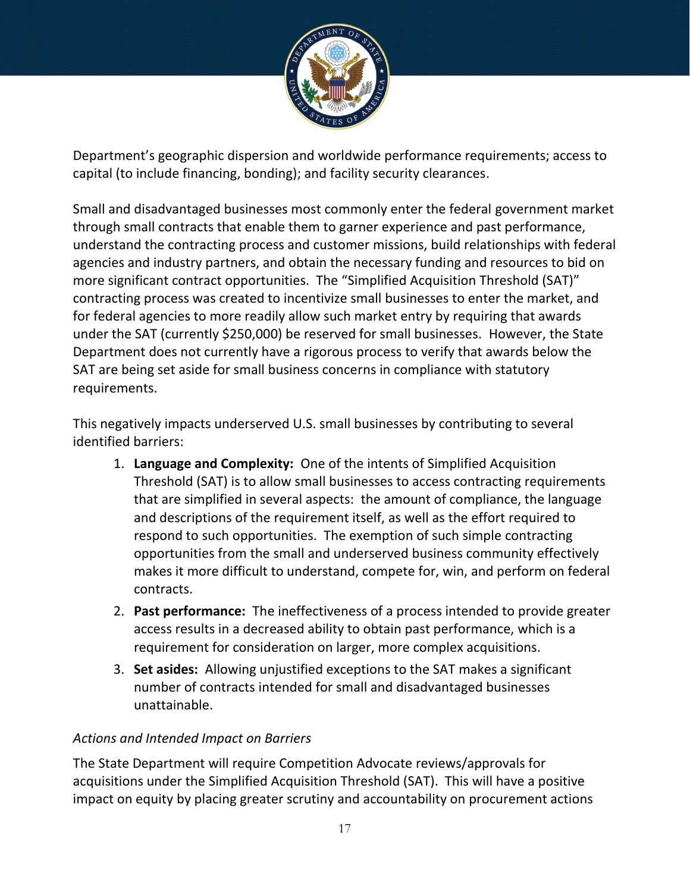Department's geographic dispersion and worldwide performance requirements; access to capital (to include financing, bonding); and facility security clearances.

Small and disadvantaged businesses most commonly enter the federal government market through small contracts that enable them to garner experience and past performance, understand the contracting process and customer missions, build relationships with federal agencies and industry partners, and obtain the necessary funding and resources to bid on more significant contract opportunities. The "Simplified Acquisition Threshold (SAT)" contracting process was created to incentivize small businesses to enter the market, and for federal agencies to more readily allow such market entry by requiring that awards under the SAT (currently $250,000) be reserved for small businesses. However, the State Department does not currently have a rigorous process to verify that awards below the SAT are being set aside for small business concerns in compliance with statutory requirements.

This negatively impacts underserved U.S. small businesses by contributing to several identified barriers:

1. **Language and Complexity:** One of the intents of Simplified Acquisition Threshold (SAT) is to allow small businesses to access contracting requirements that are simplified in several aspects: the amount of compliance, the language and descriptions of the requirement itself, as well as the effort required to respond to such opportunities. The exemption of such simple contracting opportunities from the small and underserved business community effectively makes it more difficult to understand, compete for, win, and perform on federal contracts.
2. **Past performance:** The ineffectiveness of a process intended to provide greater access results in a decreased ability to obtain past performance, which is a requirement for consideration on larger, more complex acquisitions.
3. **Set asides:** Allowing unjustified exceptions to the SAT makes a significant number of contracts intended for small and disadvantaged businesses unattainable.

*Actions and Intended Impact on Barriers*

The State Department will require Competition Advocate reviews/approvals for acquisitions under the Simplified Acquisition Threshold (SAT). This will have a positive impact on equity by placing greater scrutiny and accountability on procurement actions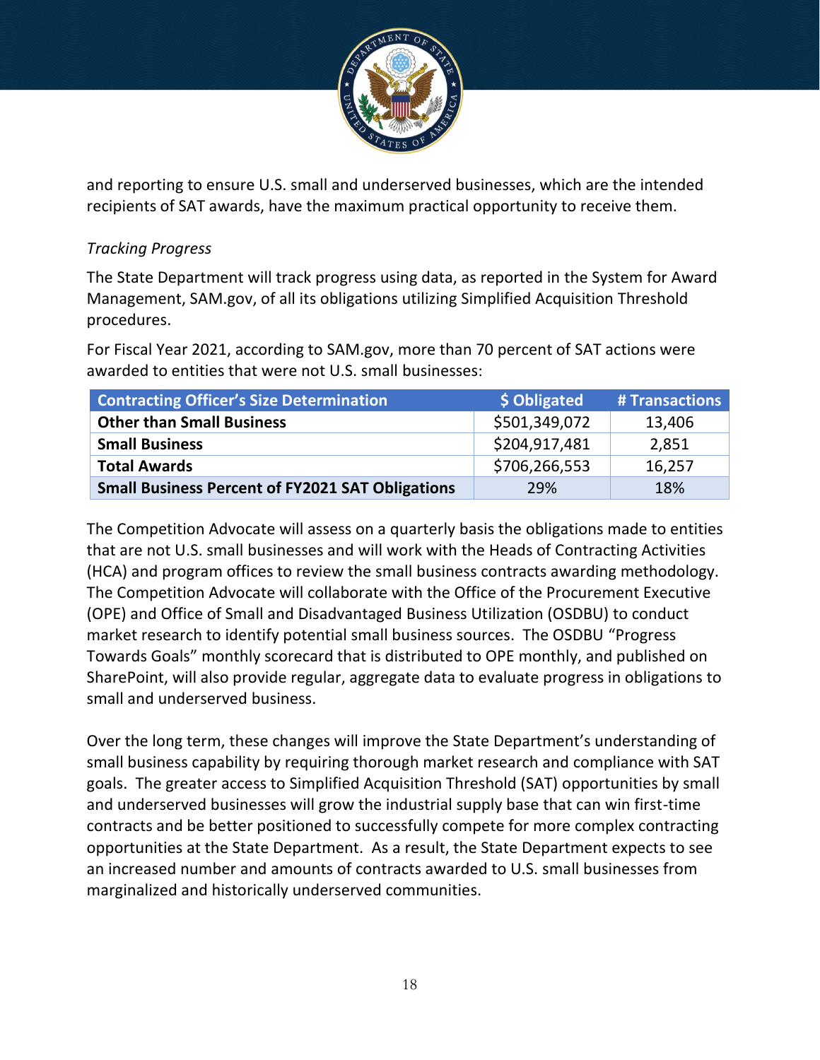and reporting to ensure U.S. small and underserved businesses, which are the intended recipients of SAT awards, have the maximum practical opportunity to receive them.

*Tracking Progress*

The State Department will track progress using data, as reported in the System for Award Management, SAM.gov, of all its obligations utilizing Simplified Acquisition Threshold procedures.

For Fiscal Year 2021, according to SAM.gov, more than 70 percent of SAT actions were awarded to entities that were not U.S. small businesses:

| Contracting Officer's Size Determination | $ Obligated | # Transactions |
|---|---|---|
| **Other than Small Business** | $501,349,072 | 13,406 |
| **Small Business** | $204,917,481 | 2,851 |
| **Total Awards** | $706,266,553 | 16,257 |
| **Small Business Percent of FY2021 SAT Obligations** | 29% | 18% |

The Competition Advocate will assess on a quarterly basis the obligations made to entities that are not U.S. small businesses and will work with the Heads of Contracting Activities (HCA) and program offices to review the small business contracts awarding methodology. The Competition Advocate will collaborate with the Office of the Procurement Executive (OPE) and Office of Small and Disadvantaged Business Utilization (OSDBU) to conduct market research to identify potential small business sources. The OSDBU "Progress Towards Goals" monthly scorecard that is distributed to OPE monthly, and published on SharePoint, will also provide regular, aggregate data to evaluate progress in obligations to small and underserved business.

Over the long term, these changes will improve the State Department's understanding of small business capability by requiring thorough market research and compliance with SAT goals. The greater access to Simplified Acquisition Threshold (SAT) opportunities by small and underserved businesses will grow the industrial supply base that can win first-time contracts and be better positioned to successfully compete for more complex contracting opportunities at the State Department. As a result, the State Department expects to see an increased number and amounts of contracts awarded to U.S. small businesses from marginalized and historically underserved communities.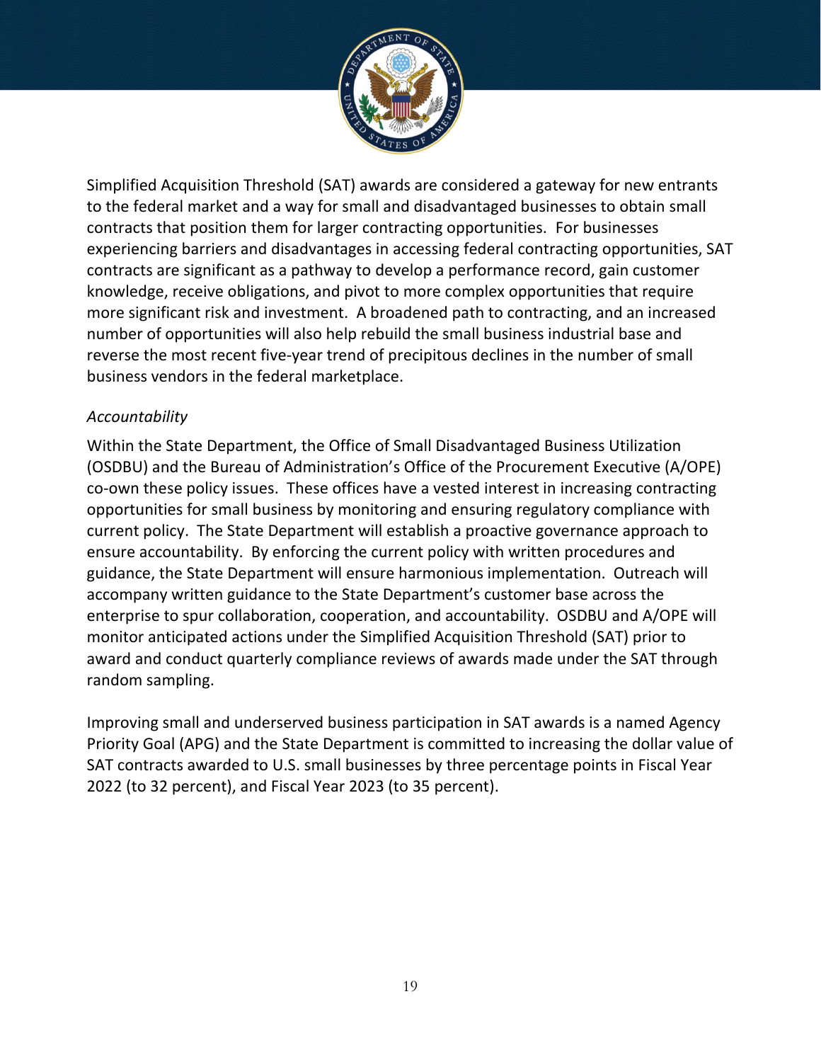Simplified Acquisition Threshold (SAT) awards are considered a gateway for new entrants to the federal market and a way for small and disadvantaged businesses to obtain small contracts that position them for larger contracting opportunities. For businesses experiencing barriers and disadvantages in accessing federal contracting opportunities, SAT contracts are significant as a pathway to develop a performance record, gain customer knowledge, receive obligations, and pivot to more complex opportunities that require more significant risk and investment. A broadened path to contracting, and an increased number of opportunities will also help rebuild the small business industrial base and reverse the most recent five-year trend of precipitous declines in the number of small business vendors in the federal marketplace.

*Accountability*

Within the State Department, the Office of Small Disadvantaged Business Utilization (OSDBU) and the Bureau of Administration's Office of the Procurement Executive (A/OPE) co-own these policy issues. These offices have a vested interest in increasing contracting opportunities for small business by monitoring and ensuring regulatory compliance with current policy. The State Department will establish a proactive governance approach to ensure accountability. By enforcing the current policy with written procedures and guidance, the State Department will ensure harmonious implementation. Outreach will accompany written guidance to the State Department's customer base across the enterprise to spur collaboration, cooperation, and accountability. OSDBU and A/OPE will monitor anticipated actions under the Simplified Acquisition Threshold (SAT) prior to award and conduct quarterly compliance reviews of awards made under the SAT through random sampling.

Improving small and underserved business participation in SAT awards is a named Agency Priority Goal (APG) and the State Department is committed to increasing the dollar value of SAT contracts awarded to U.S. small businesses by three percentage points in Fiscal Year 2022 (to 32 percent), and Fiscal Year 2023 (to 35 percent).